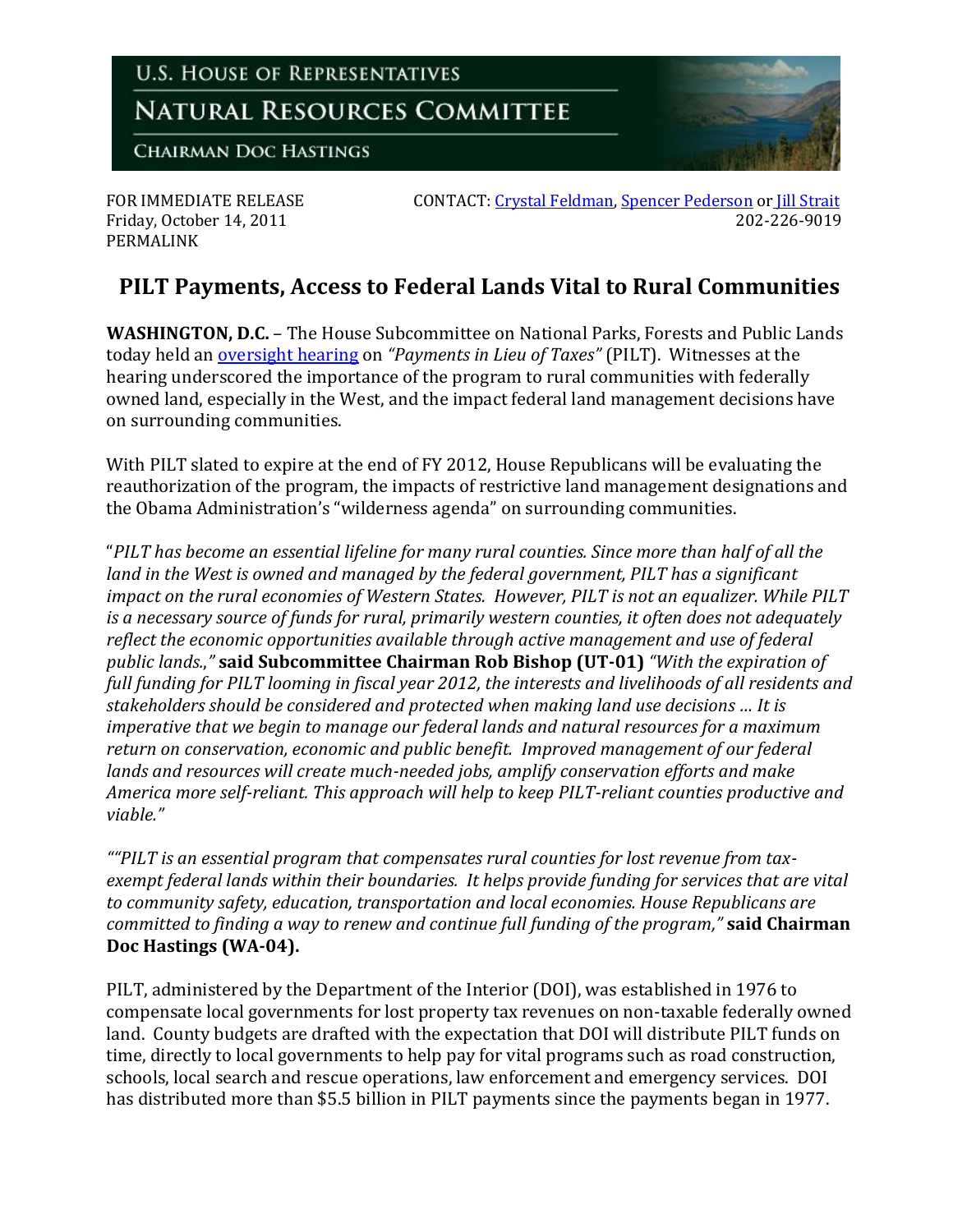U.S. HOUSE OF REPRESENTATIVES

NATURAL RESOURCES COMMITTEE

CHAIRMAN DOC HASTINGS

FOR IMMEDIATE RELEASE
Friday, October 14, 2011
PERMALINK

CONTACT: Crystal Feldman, Spencer Pederson or Jill Strait
202-226-9019

# PILT Payments, Access to Federal Lands Vital to Rural Communities

**WASHINGTON, D.C.** – The House Subcommittee on National Parks, Forests and Public Lands today held an oversight hearing on *"Payments in Lieu of Taxes"* (PILT). Witnesses at the hearing underscored the importance of the program to rural communities with federally owned land, especially in the West, and the impact federal land management decisions have on surrounding communities.

With PILT slated to expire at the end of FY 2012, House Republicans will be evaluating the reauthorization of the program, the impacts of restrictive land management designations and the Obama Administration's "wilderness agenda" on surrounding communities.

"*PILT has become an essential lifeline for many rural counties. Since more than half of all the land in the West is owned and managed by the federal government, PILT has a significant impact on the rural economies of Western States. However, PILT is not an equalizer. While PILT is a necessary source of funds for rural, primarily western counties, it often does not adequately reflect the economic opportunities available through active management and use of federal public lands.,"* **said Subcommittee Chairman Rob Bishop (UT-01)** *"With the expiration of full funding for PILT looming in fiscal year 2012, the interests and livelihoods of all residents and stakeholders should be considered and protected when making land use decisions … It is imperative that we begin to manage our federal lands and natural resources for a maximum return on conservation, economic and public benefit. Improved management of our federal lands and resources will create much-needed jobs, amplify conservation efforts and make America more self-reliant. This approach will help to keep PILT-reliant counties productive and viable."*

*""PILT is an essential program that compensates rural counties for lost revenue from tax-exempt federal lands within their boundaries. It helps provide funding for services that are vital to community safety, education, transportation and local economies. House Republicans are committed to finding a way to renew and continue full funding of the program,"* **said Chairman Doc Hastings (WA-04).**

PILT, administered by the Department of the Interior (DOI), was established in 1976 to compensate local governments for lost property tax revenues on non-taxable federally owned land. County budgets are drafted with the expectation that DOI will distribute PILT funds on time, directly to local governments to help pay for vital programs such as road construction, schools, local search and rescue operations, law enforcement and emergency services. DOI has distributed more than $5.5 billion in PILT payments since the payments began in 1977.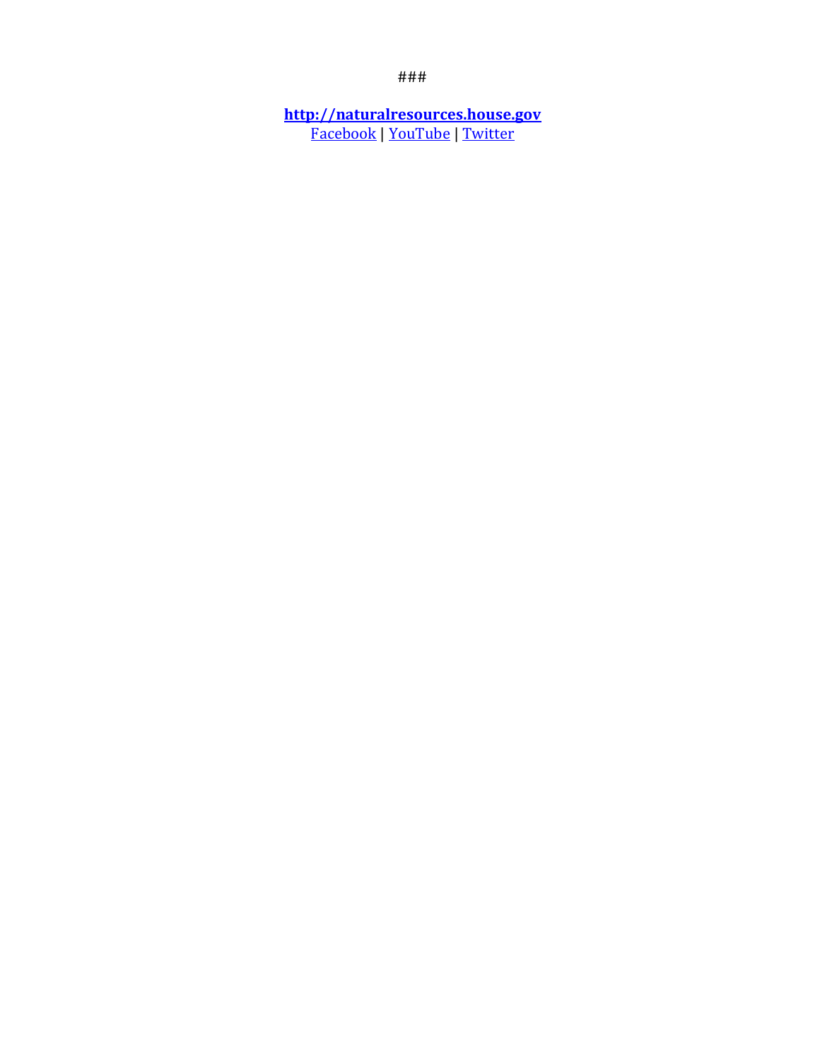###

**[http://naturalresources.house.gov](http://naturalresources.house.gov)**
Facebook | YouTube | Twitter